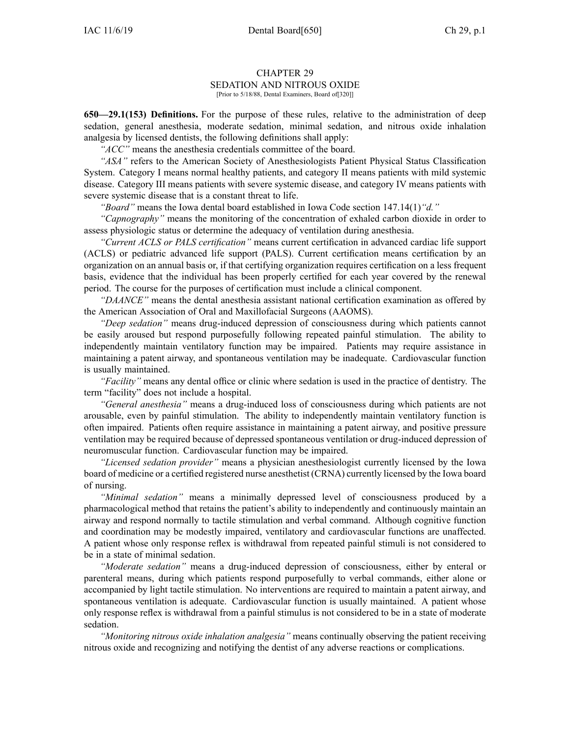# CHAPTER 29
## SEDATION AND NITROUS OXIDE

[Prior to 5/18/88, Dental Examiners, Board of[320]]

**650—29.1(153) Definitions.** For the purpose of these rules, relative to the administration of deep sedation, general anesthesia, moderate sedation, minimal sedation, and nitrous oxide inhalation analgesia by licensed dentists, the following definitions shall apply:

*"ACC"* means the anesthesia credentials committee of the board.

*"ASA"* refers to the American Society of Anesthesiologists Patient Physical Status Classification System. Category I means normal healthy patients, and category II means patients with mild systemic disease. Category III means patients with severe systemic disease, and category IV means patients with severe systemic disease that is a constant threat to life.

*"Board"* means the Iowa dental board established in Iowa Code section 147.14(1)*"d."*

*"Capnography"* means the monitoring of the concentration of exhaled carbon dioxide in order to assess physiologic status or determine the adequacy of ventilation during anesthesia.

*"Current ACLS or PALS certification"* means current certification in advanced cardiac life support (ACLS) or pediatric advanced life support (PALS). Current certification means certification by an organization on an annual basis or, if that certifying organization requires certification on a less frequent basis, evidence that the individual has been properly certified for each year covered by the renewal period. The course for the purposes of certification must include a clinical component.

*"DAANCE"* means the dental anesthesia assistant national certification examination as offered by the American Association of Oral and Maxillofacial Surgeons (AAOMS).

*"Deep sedation"* means drug-induced depression of consciousness during which patients cannot be easily aroused but respond purposefully following repeated painful stimulation. The ability to independently maintain ventilatory function may be impaired. Patients may require assistance in maintaining a patent airway, and spontaneous ventilation may be inadequate. Cardiovascular function is usually maintained.

*"Facility"* means any dental office or clinic where sedation is used in the practice of dentistry. The term "facility" does not include a hospital.

*"General anesthesia"* means a drug-induced loss of consciousness during which patients are not arousable, even by painful stimulation. The ability to independently maintain ventilatory function is often impaired. Patients often require assistance in maintaining a patent airway, and positive pressure ventilation may be required because of depressed spontaneous ventilation or drug-induced depression of neuromuscular function. Cardiovascular function may be impaired.

*"Licensed sedation provider"* means a physician anesthesiologist currently licensed by the Iowa board of medicine or a certified registered nurse anesthetist (CRNA) currently licensed by the Iowa board of nursing.

*"Minimal sedation"* means a minimally depressed level of consciousness produced by a pharmacological method that retains the patient's ability to independently and continuously maintain an airway and respond normally to tactile stimulation and verbal command. Although cognitive function and coordination may be modestly impaired, ventilatory and cardiovascular functions are unaffected. A patient whose only response reflex is withdrawal from repeated painful stimuli is not considered to be in a state of minimal sedation.

*"Moderate sedation"* means a drug-induced depression of consciousness, either by enteral or parenteral means, during which patients respond purposefully to verbal commands, either alone or accompanied by light tactile stimulation. No interventions are required to maintain a patent airway, and spontaneous ventilation is adequate. Cardiovascular function is usually maintained. A patient whose only response reflex is withdrawal from a painful stimulus is not considered to be in a state of moderate sedation.

*"Monitoring nitrous oxide inhalation analgesia"* means continually observing the patient receiving nitrous oxide and recognizing and notifying the dentist of any adverse reactions or complications.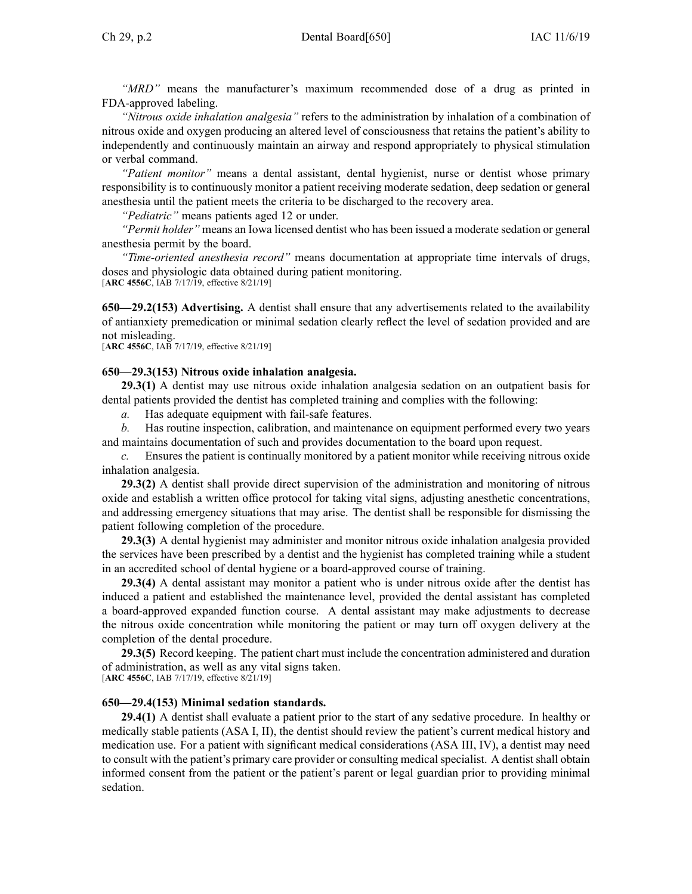*"MRD"* means the manufacturer's maximum recommended dose of a drug as printed in FDA-approved labeling.

*"Nitrous oxide inhalation analgesia"* refers to the administration by inhalation of a combination of nitrous oxide and oxygen producing an altered level of consciousness that retains the patient's ability to independently and continuously maintain an airway and respond appropriately to physical stimulation or verbal command.

*"Patient monitor"* means a dental assistant, dental hygienist, nurse or dentist whose primary responsibility is to continuously monitor a patient receiving moderate sedation, deep sedation or general anesthesia until the patient meets the criteria to be discharged to the recovery area.

*"Pediatric"* means patients aged 12 or under.

*"Permit holder"* means an Iowa licensed dentist who has been issued a moderate sedation or general anesthesia permit by the board.

*"Time-oriented anesthesia record"* means documentation at appropriate time intervals of drugs, doses and physiologic data obtained during patient monitoring.
[**ARC 4556C**, IAB 7/17/19, effective 8/21/19]

**650—29.2(153) Advertising.** A dentist shall ensure that any advertisements related to the availability of antianxiety premedication or minimal sedation clearly reflect the level of sedation provided and are not misleading.
[**ARC 4556C**, IAB 7/17/19, effective 8/21/19]

**650—29.3(153) Nitrous oxide inhalation analgesia.**

**29.3(1)** A dentist may use nitrous oxide inhalation analgesia sedation on an outpatient basis for dental patients provided the dentist has completed training and complies with the following:

*a.* Has adequate equipment with fail-safe features.

*b.* Has routine inspection, calibration, and maintenance on equipment performed every two years and maintains documentation of such and provides documentation to the board upon request.

*c.* Ensures the patient is continually monitored by a patient monitor while receiving nitrous oxide inhalation analgesia.

**29.3(2)** A dentist shall provide direct supervision of the administration and monitoring of nitrous oxide and establish a written office protocol for taking vital signs, adjusting anesthetic concentrations, and addressing emergency situations that may arise. The dentist shall be responsible for dismissing the patient following completion of the procedure.

**29.3(3)** A dental hygienist may administer and monitor nitrous oxide inhalation analgesia provided the services have been prescribed by a dentist and the hygienist has completed training while a student in an accredited school of dental hygiene or a board-approved course of training.

**29.3(4)** A dental assistant may monitor a patient who is under nitrous oxide after the dentist has induced a patient and established the maintenance level, provided the dental assistant has completed a board-approved expanded function course. A dental assistant may make adjustments to decrease the nitrous oxide concentration while monitoring the patient or may turn off oxygen delivery at the completion of the dental procedure.

**29.3(5)** Record keeping. The patient chart must include the concentration administered and duration of administration, as well as any vital signs taken.
[**ARC 4556C**, IAB 7/17/19, effective 8/21/19]

**650—29.4(153) Minimal sedation standards.**

**29.4(1)** A dentist shall evaluate a patient prior to the start of any sedative procedure. In healthy or medically stable patients (ASA I, II), the dentist should review the patient's current medical history and medication use. For a patient with significant medical considerations (ASA III, IV), a dentist may need to consult with the patient's primary care provider or consulting medical specialist. A dentist shall obtain informed consent from the patient or the patient's parent or legal guardian prior to providing minimal sedation.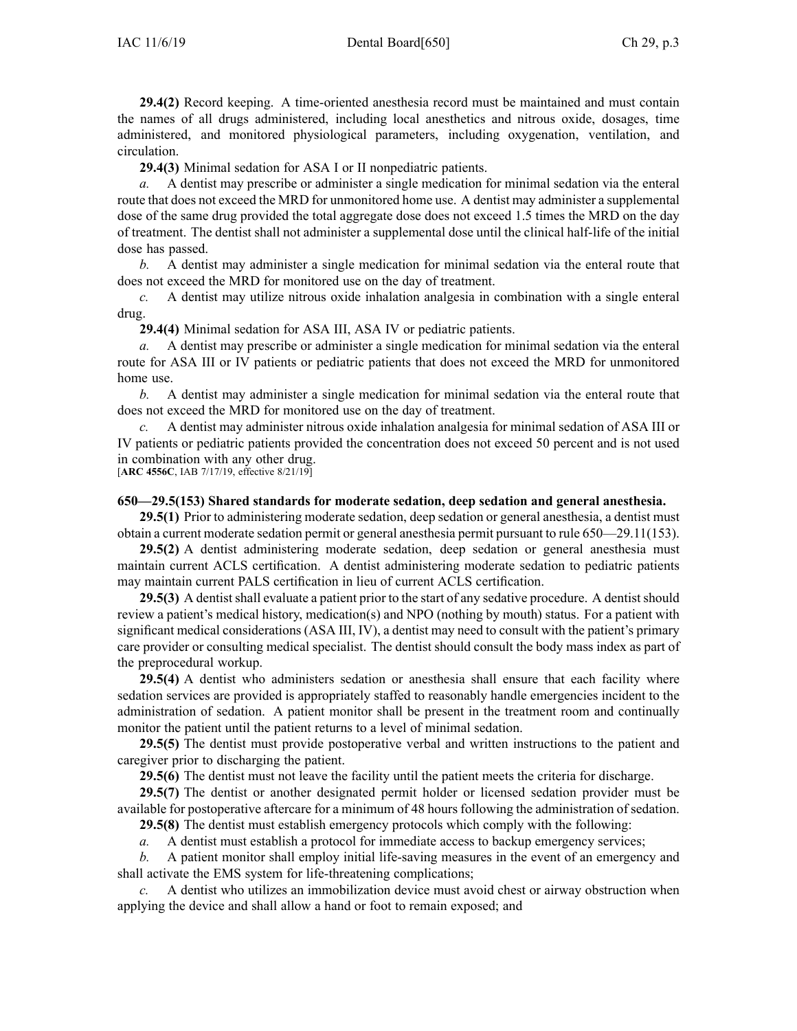**29.4(2)** Record keeping. A time-oriented anesthesia record must be maintained and must contain the names of all drugs administered, including local anesthetics and nitrous oxide, dosages, time administered, and monitored physiological parameters, including oxygenation, ventilation, and circulation.

**29.4(3)** Minimal sedation for ASA I or II nonpediatric patients.

*a.* A dentist may prescribe or administer a single medication for minimal sedation via the enteral route that does not exceed the MRD for unmonitored home use. A dentist may administer a supplemental dose of the same drug provided the total aggregate dose does not exceed 1.5 times the MRD on the day of treatment. The dentist shall not administer a supplemental dose until the clinical half-life of the initial dose has passed.

*b.* A dentist may administer a single medication for minimal sedation via the enteral route that does not exceed the MRD for monitored use on the day of treatment.

*c.* A dentist may utilize nitrous oxide inhalation analgesia in combination with a single enteral drug.

**29.4(4)** Minimal sedation for ASA III, ASA IV or pediatric patients.

*a.* A dentist may prescribe or administer a single medication for minimal sedation via the enteral route for ASA III or IV patients or pediatric patients that does not exceed the MRD for unmonitored home use.

*b.* A dentist may administer a single medication for minimal sedation via the enteral route that does not exceed the MRD for monitored use on the day of treatment.

*c.* A dentist may administer nitrous oxide inhalation analgesia for minimal sedation of ASA III or IV patients or pediatric patients provided the concentration does not exceed 50 percent and is not used in combination with any other drug.

[**ARC 4556C**, IAB 7/17/19, effective 8/21/19]

**650—29.5(153) Shared standards for moderate sedation, deep sedation and general anesthesia.**

**29.5(1)** Prior to administering moderate sedation, deep sedation or general anesthesia, a dentist must obtain a current moderate sedation permit or general anesthesia permit pursuant to rule 650—29.11(153).

**29.5(2)** A dentist administering moderate sedation, deep sedation or general anesthesia must maintain current ACLS certification. A dentist administering moderate sedation to pediatric patients may maintain current PALS certification in lieu of current ACLS certification.

**29.5(3)** A dentist shall evaluate a patient prior to the start of any sedative procedure. A dentist should review a patient's medical history, medication(s) and NPO (nothing by mouth) status. For a patient with significant medical considerations (ASA III, IV), a dentist may need to consult with the patient's primary care provider or consulting medical specialist. The dentist should consult the body mass index as part of the preprocedural workup.

**29.5(4)** A dentist who administers sedation or anesthesia shall ensure that each facility where sedation services are provided is appropriately staffed to reasonably handle emergencies incident to the administration of sedation. A patient monitor shall be present in the treatment room and continually monitor the patient until the patient returns to a level of minimal sedation.

**29.5(5)** The dentist must provide postoperative verbal and written instructions to the patient and caregiver prior to discharging the patient.

**29.5(6)** The dentist must not leave the facility until the patient meets the criteria for discharge.

**29.5(7)** The dentist or another designated permit holder or licensed sedation provider must be available for postoperative aftercare for a minimum of 48 hours following the administration of sedation.

**29.5(8)** The dentist must establish emergency protocols which comply with the following:

*a.* A dentist must establish a protocol for immediate access to backup emergency services;

*b.* A patient monitor shall employ initial life-saving measures in the event of an emergency and shall activate the EMS system for life-threatening complications;

*c.* A dentist who utilizes an immobilization device must avoid chest or airway obstruction when applying the device and shall allow a hand or foot to remain exposed; and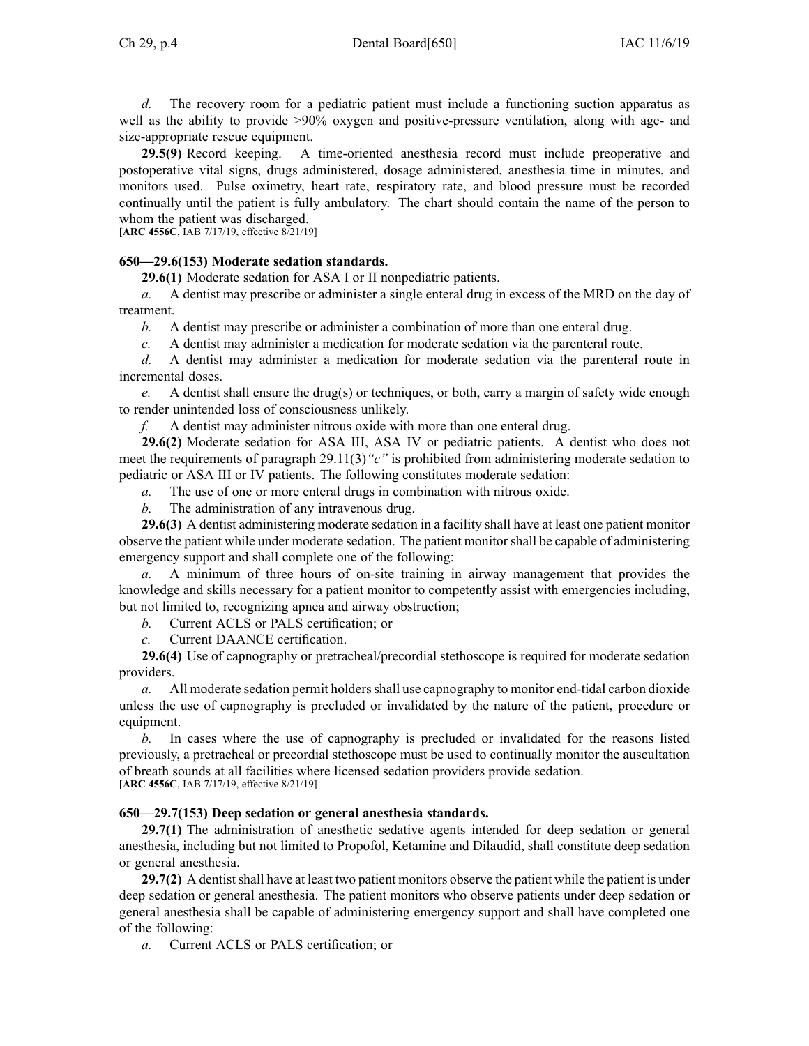*d.* The recovery room for a pediatric patient must include a functioning suction apparatus as well as the ability to provide >90% oxygen and positive-pressure ventilation, along with age- and size-appropriate rescue equipment.

**29.5(9)** Record keeping. A time-oriented anesthesia record must include preoperative and postoperative vital signs, drugs administered, dosage administered, anesthesia time in minutes, and monitors used. Pulse oximetry, heart rate, respiratory rate, and blood pressure must be recorded continually until the patient is fully ambulatory. The chart should contain the name of the person to whom the patient was discharged.

[**ARC 4556C**, IAB 7/17/19, effective 8/21/19]

### 650—29.6(153) Moderate sedation standards.

**29.6(1)** Moderate sedation for ASA I or II nonpediatric patients.

*a.* A dentist may prescribe or administer a single enteral drug in excess of the MRD on the day of treatment.

*b.* A dentist may prescribe or administer a combination of more than one enteral drug.

*c.* A dentist may administer a medication for moderate sedation via the parenteral route.

*d.* A dentist may administer a medication for moderate sedation via the parenteral route in incremental doses.

*e.* A dentist shall ensure the drug(s) or techniques, or both, carry a margin of safety wide enough to render unintended loss of consciousness unlikely.

*f.* A dentist may administer nitrous oxide with more than one enteral drug.

**29.6(2)** Moderate sedation for ASA III, ASA IV or pediatric patients. A dentist who does not meet the requirements of paragraph 29.11(3)*"c"* is prohibited from administering moderate sedation to pediatric or ASA III or IV patients. The following constitutes moderate sedation:

*a.* The use of one or more enteral drugs in combination with nitrous oxide.

*b.* The administration of any intravenous drug.

**29.6(3)** A dentist administering moderate sedation in a facility shall have at least one patient monitor observe the patient while under moderate sedation. The patient monitor shall be capable of administering emergency support and shall complete one of the following:

*a.* A minimum of three hours of on-site training in airway management that provides the knowledge and skills necessary for a patient monitor to competently assist with emergencies including, but not limited to, recognizing apnea and airway obstruction;

*b.* Current ACLS or PALS certification; or

*c.* Current DAANCE certification.

**29.6(4)** Use of capnography or pretracheal/precordial stethoscope is required for moderate sedation providers.

*a.* All moderate sedation permit holders shall use capnography to monitor end-tidal carbon dioxide unless the use of capnography is precluded or invalidated by the nature of the patient, procedure or equipment.

*b.* In cases where the use of capnography is precluded or invalidated for the reasons listed previously, a pretracheal or precordial stethoscope must be used to continually monitor the auscultation of breath sounds at all facilities where licensed sedation providers provide sedation.

[**ARC 4556C**, IAB 7/17/19, effective 8/21/19]

### 650—29.7(153) Deep sedation or general anesthesia standards.

**29.7(1)** The administration of anesthetic sedative agents intended for deep sedation or general anesthesia, including but not limited to Propofol, Ketamine and Dilaudid, shall constitute deep sedation or general anesthesia.

**29.7(2)** A dentist shall have at least two patient monitors observe the patient while the patient is under deep sedation or general anesthesia. The patient monitors who observe patients under deep sedation or general anesthesia shall be capable of administering emergency support and shall have completed one of the following:

*a.* Current ACLS or PALS certification; or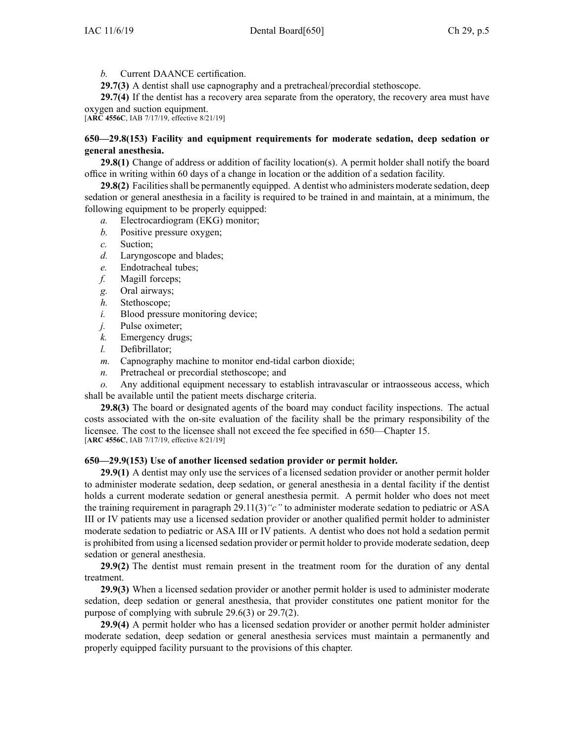*b.* Current DAANCE certification.

**29.7(3)** A dentist shall use capnography and a pretracheal/precordial stethoscope.

**29.7(4)** If the dentist has a recovery area separate from the operatory, the recovery area must have oxygen and suction equipment.

[**ARC 4556C**, IAB 7/17/19, effective 8/21/19]

**650—29.8(153) Facility and equipment requirements for moderate sedation, deep sedation or general anesthesia.**

**29.8(1)** Change of address or addition of facility location(s). A permit holder shall notify the board office in writing within 60 days of a change in location or the addition of a sedation facility.

**29.8(2)** Facilities shall be permanently equipped. A dentist who administers moderate sedation, deep sedation or general anesthesia in a facility is required to be trained in and maintain, at a minimum, the following equipment to be properly equipped:

*a.* Electrocardiogram (EKG) monitor;

*b.* Positive pressure oxygen;

*c.* Suction;

*d.* Laryngoscope and blades;

*e.* Endotracheal tubes;

*f.* Magill forceps;

*g.* Oral airways;

*h.* Stethoscope;

*i.* Blood pressure monitoring device;

*j.* Pulse oximeter;

*k.* Emergency drugs;

*l.* Defibrillator;

*m.* Capnography machine to monitor end-tidal carbon dioxide;

*n.* Pretracheal or precordial stethoscope; and

*o.* Any additional equipment necessary to establish intravascular or intraosseous access, which shall be available until the patient meets discharge criteria.

**29.8(3)** The board or designated agents of the board may conduct facility inspections. The actual costs associated with the on-site evaluation of the facility shall be the primary responsibility of the licensee. The cost to the licensee shall not exceed the fee specified in 650—Chapter 15.

[**ARC 4556C**, IAB 7/17/19, effective 8/21/19]

**650—29.9(153) Use of another licensed sedation provider or permit holder.**

**29.9(1)** A dentist may only use the services of a licensed sedation provider or another permit holder to administer moderate sedation, deep sedation, or general anesthesia in a dental facility if the dentist holds a current moderate sedation or general anesthesia permit. A permit holder who does not meet the training requirement in paragraph 29.11(3)*"c"* to administer moderate sedation to pediatric or ASA III or IV patients may use a licensed sedation provider or another qualified permit holder to administer moderate sedation to pediatric or ASA III or IV patients. A dentist who does not hold a sedation permit is prohibited from using a licensed sedation provider or permit holder to provide moderate sedation, deep sedation or general anesthesia.

**29.9(2)** The dentist must remain present in the treatment room for the duration of any dental treatment.

**29.9(3)** When a licensed sedation provider or another permit holder is used to administer moderate sedation, deep sedation or general anesthesia, that provider constitutes one patient monitor for the purpose of complying with subrule 29.6(3) or 29.7(2).

**29.9(4)** A permit holder who has a licensed sedation provider or another permit holder administer moderate sedation, deep sedation or general anesthesia services must maintain a permanently and properly equipped facility pursuant to the provisions of this chapter.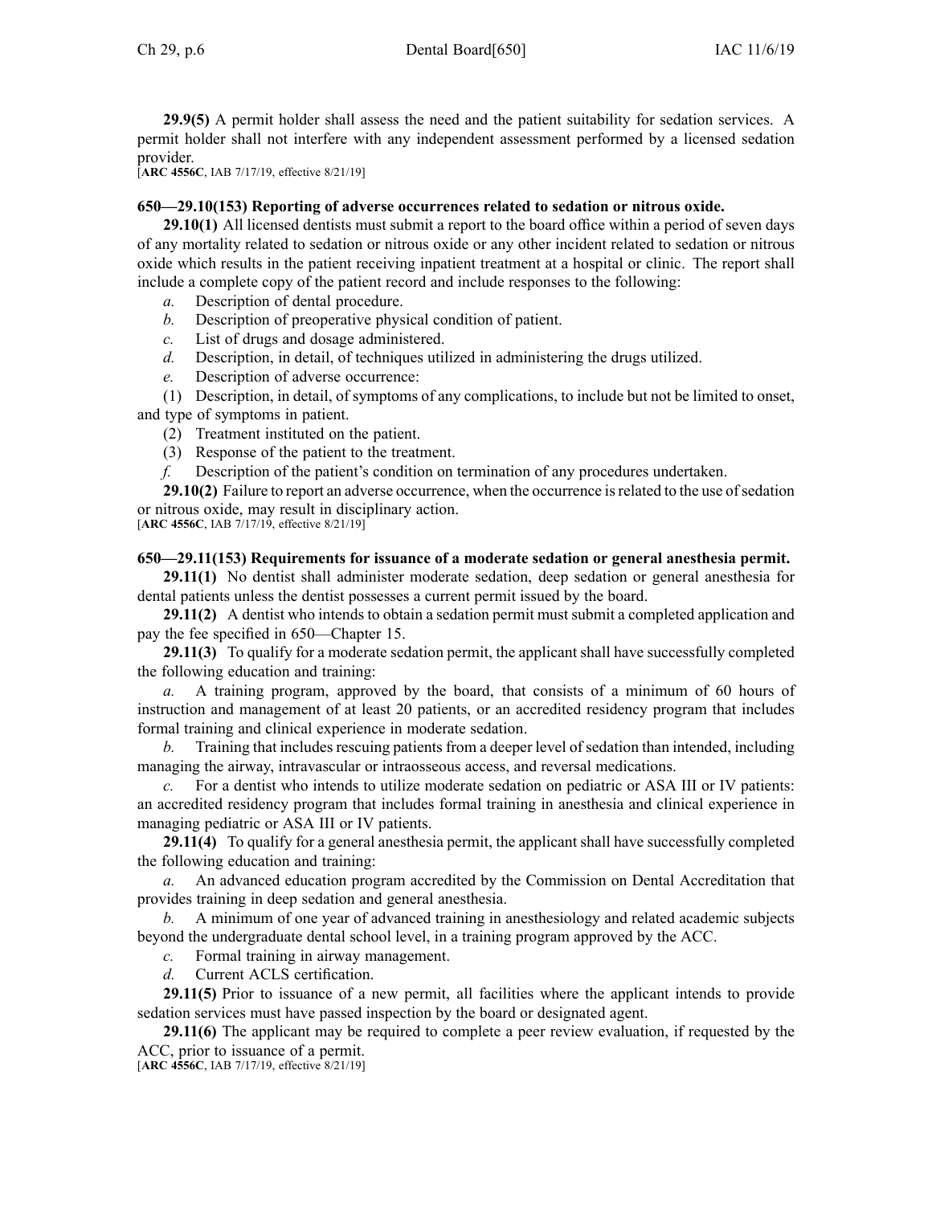**29.9(5)** A permit holder shall assess the need and the patient suitability for sedation services. A permit holder shall not interfere with any independent assessment performed by a licensed sedation provider.

[**ARC 4556C**, IAB 7/17/19, effective 8/21/19]

### 650—29.10(153) Reporting of adverse occurrences related to sedation or nitrous oxide.

**29.10(1)** All licensed dentists must submit a report to the board office within a period of seven days of any mortality related to sedation or nitrous oxide or any other incident related to sedation or nitrous oxide which results in the patient receiving inpatient treatment at a hospital or clinic. The report shall include a complete copy of the patient record and include responses to the following:

*a.* Description of dental procedure.

*b.* Description of preoperative physical condition of patient.

*c.* List of drugs and dosage administered.

*d.* Description, in detail, of techniques utilized in administering the drugs utilized.

*e.* Description of adverse occurrence:

(1) Description, in detail, of symptoms of any complications, to include but not be limited to onset, and type of symptoms in patient.

(2) Treatment instituted on the patient.

(3) Response of the patient to the treatment.

*f.* Description of the patient's condition on termination of any procedures undertaken.

**29.10(2)** Failure to report an adverse occurrence, when the occurrence is related to the use of sedation or nitrous oxide, may result in disciplinary action.

[**ARC 4556C**, IAB 7/17/19, effective 8/21/19]

### 650—29.11(153) Requirements for issuance of a moderate sedation or general anesthesia permit.

**29.11(1)** No dentist shall administer moderate sedation, deep sedation or general anesthesia for dental patients unless the dentist possesses a current permit issued by the board.

**29.11(2)** A dentist who intends to obtain a sedation permit must submit a completed application and pay the fee specified in 650—Chapter 15.

**29.11(3)** To qualify for a moderate sedation permit, the applicant shall have successfully completed the following education and training:

*a.* A training program, approved by the board, that consists of a minimum of 60 hours of instruction and management of at least 20 patients, or an accredited residency program that includes formal training and clinical experience in moderate sedation.

*b.* Training that includes rescuing patients from a deeper level of sedation than intended, including managing the airway, intravascular or intraosseous access, and reversal medications.

*c.* For a dentist who intends to utilize moderate sedation on pediatric or ASA III or IV patients: an accredited residency program that includes formal training in anesthesia and clinical experience in managing pediatric or ASA III or IV patients.

**29.11(4)** To qualify for a general anesthesia permit, the applicant shall have successfully completed the following education and training:

*a.* An advanced education program accredited by the Commission on Dental Accreditation that provides training in deep sedation and general anesthesia.

*b.* A minimum of one year of advanced training in anesthesiology and related academic subjects beyond the undergraduate dental school level, in a training program approved by the ACC.

*c.* Formal training in airway management.

*d.* Current ACLS certification.

**29.11(5)** Prior to issuance of a new permit, all facilities where the applicant intends to provide sedation services must have passed inspection by the board or designated agent.

**29.11(6)** The applicant may be required to complete a peer review evaluation, if requested by the ACC, prior to issuance of a permit.

[**ARC 4556C**, IAB 7/17/19, effective 8/21/19]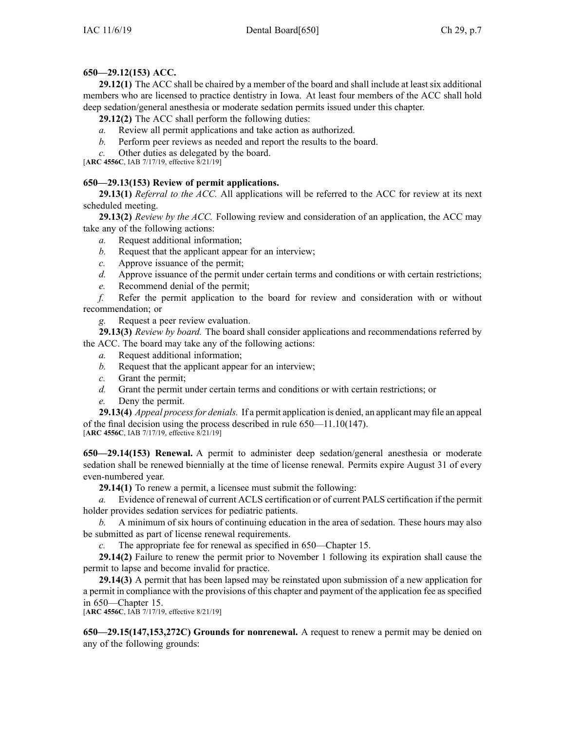**650—29.12(153) ACC.**

**29.12(1)** The ACC shall be chaired by a member of the board and shall include at least six additional members who are licensed to practice dentistry in Iowa. At least four members of the ACC shall hold deep sedation/general anesthesia or moderate sedation permits issued under this chapter.

**29.12(2)** The ACC shall perform the following duties:

*a.* Review all permit applications and take action as authorized.

*b.* Perform peer reviews as needed and report the results to the board.

*c.* Other duties as delegated by the board.

[**ARC 4556C**, IAB 7/17/19, effective 8/21/19]

**650—29.13(153) Review of permit applications.**

**29.13(1)** *Referral to the ACC.* All applications will be referred to the ACC for review at its next scheduled meeting.

**29.13(2)** *Review by the ACC.* Following review and consideration of an application, the ACC may take any of the following actions:

*a.* Request additional information;

*b.* Request that the applicant appear for an interview;

*c.* Approve issuance of the permit;

*d.* Approve issuance of the permit under certain terms and conditions or with certain restrictions;

*e.* Recommend denial of the permit;

*f.* Refer the permit application to the board for review and consideration with or without recommendation; or

*g.* Request a peer review evaluation.

**29.13(3)** *Review by board.* The board shall consider applications and recommendations referred by the ACC. The board may take any of the following actions:

*a.* Request additional information;

*b.* Request that the applicant appear for an interview;

*c.* Grant the permit;

*d.* Grant the permit under certain terms and conditions or with certain restrictions; or

*e.* Deny the permit.

**29.13(4)** *Appeal process for denials.* If a permit application is denied, an applicant may file an appeal of the final decision using the process described in rule 650—11.10(147).

[**ARC 4556C**, IAB 7/17/19, effective 8/21/19]

**650—29.14(153) Renewal.** A permit to administer deep sedation/general anesthesia or moderate sedation shall be renewed biennially at the time of license renewal. Permits expire August 31 of every even-numbered year.

**29.14(1)** To renew a permit, a licensee must submit the following:

*a.* Evidence of renewal of current ACLS certification or of current PALS certification if the permit holder provides sedation services for pediatric patients.

*b.* A minimum of six hours of continuing education in the area of sedation. These hours may also be submitted as part of license renewal requirements.

*c.* The appropriate fee for renewal as specified in 650—Chapter 15.

**29.14(2)** Failure to renew the permit prior to November 1 following its expiration shall cause the permit to lapse and become invalid for practice.

**29.14(3)** A permit that has been lapsed may be reinstated upon submission of a new application for a permit in compliance with the provisions of this chapter and payment of the application fee as specified in 650—Chapter 15.

[**ARC 4556C**, IAB 7/17/19, effective 8/21/19]

**650—29.15(147,153,272C) Grounds for nonrenewal.** A request to renew a permit may be denied on any of the following grounds: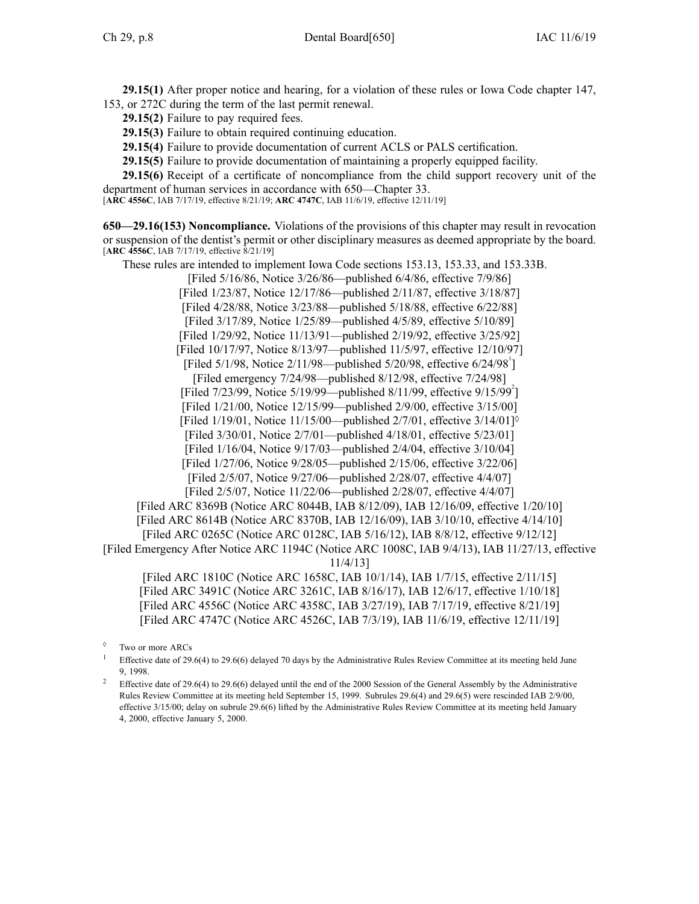**29.15(1)** After proper notice and hearing, for a violation of these rules or Iowa Code chapter 147, 153, or 272C during the term of the last permit renewal.

**29.15(2)** Failure to pay required fees.

**29.15(3)** Failure to obtain required continuing education.

**29.15(4)** Failure to provide documentation of current ACLS or PALS certification.

**29.15(5)** Failure to provide documentation of maintaining a properly equipped facility.

**29.15(6)** Receipt of a certificate of noncompliance from the child support recovery unit of the department of human services in accordance with 650—Chapter 33.

[**ARC 4556C**, IAB 7/17/19, effective 8/21/19; **ARC 4747C**, IAB 11/6/19, effective 12/11/19]

**650—29.16(153) Noncompliance.** Violations of the provisions of this chapter may result in revocation or suspension of the dentist's permit or other disciplinary measures as deemed appropriate by the board.

[**ARC 4556C**, IAB 7/17/19, effective 8/21/19]

These rules are intended to implement Iowa Code sections 153.13, 153.33, and 153.33B.

[Filed 5/16/86, Notice 3/26/86—published 6/4/86, effective 7/9/86]

[Filed 1/23/87, Notice 12/17/86—published 2/11/87, effective 3/18/87]

[Filed 4/28/88, Notice 3/23/88—published 5/18/88, effective 6/22/88]

[Filed 3/17/89, Notice 1/25/89—published 4/5/89, effective 5/10/89]

[Filed 1/29/92, Notice 11/13/91—published 2/19/92, effective 3/25/92]

[Filed 10/17/97, Notice 8/13/97—published 11/5/97, effective 12/10/97]

[Filed 5/1/98, Notice 2/11/98—published 5/20/98, effective 6/24/98[1]]

[Filed emergency 7/24/98—published 8/12/98, effective 7/24/98]

[Filed 7/23/99, Notice 5/19/99—published 8/11/99, effective 9/15/99[2]]

[Filed 1/21/00, Notice 12/15/99—published 2/9/00, effective 3/15/00]

[Filed 1/19/01, Notice 11/15/00—published 2/7/01, effective 3/14/01]◊

[Filed 3/30/01, Notice 2/7/01—published 4/18/01, effective 5/23/01]

[Filed 1/16/04, Notice 9/17/03—published 2/4/04, effective 3/10/04]

[Filed 1/27/06, Notice 9/28/05—published 2/15/06, effective 3/22/06]

[Filed 2/5/07, Notice 9/27/06—published 2/28/07, effective 4/4/07]

[Filed 2/5/07, Notice 11/22/06—published 2/28/07, effective 4/4/07]

[Filed ARC 8369B (Notice ARC 8044B, IAB 8/12/09), IAB 12/16/09, effective 1/20/10]

[Filed ARC 8614B (Notice ARC 8370B, IAB 12/16/09), IAB 3/10/10, effective 4/14/10]

[Filed ARC 0265C (Notice ARC 0128C, IAB 5/16/12), IAB 8/8/12, effective 9/12/12]

[Filed Emergency After Notice ARC 1194C (Notice ARC 1008C, IAB 9/4/13), IAB 11/27/13, effective 11/4/13]

[Filed ARC 1810C (Notice ARC 1658C, IAB 10/1/14), IAB 1/7/15, effective 2/11/15]

[Filed ARC 3491C (Notice ARC 3261C, IAB 8/16/17), IAB 12/6/17, effective 1/10/18]

[Filed ARC 4556C (Notice ARC 4358C, IAB 3/27/19), IAB 7/17/19, effective 8/21/19]

[Filed ARC 4747C (Notice ARC 4526C, IAB 7/3/19), IAB 11/6/19, effective 12/11/19]

◊ Two or more ARCs

[1] Effective date of 29.6(4) to 29.6(6) delayed 70 days by the Administrative Rules Review Committee at its meeting held June 9, 1998.

[2] Effective date of 29.6(4) to 29.6(6) delayed until the end of the 2000 Session of the General Assembly by the Administrative Rules Review Committee at its meeting held September 15, 1999. Subrules 29.6(4) and 29.6(5) were rescinded IAB 2/9/00, effective 3/15/00; delay on subrule 29.6(6) lifted by the Administrative Rules Review Committee at its meeting held January 4, 2000, effective January 5, 2000.